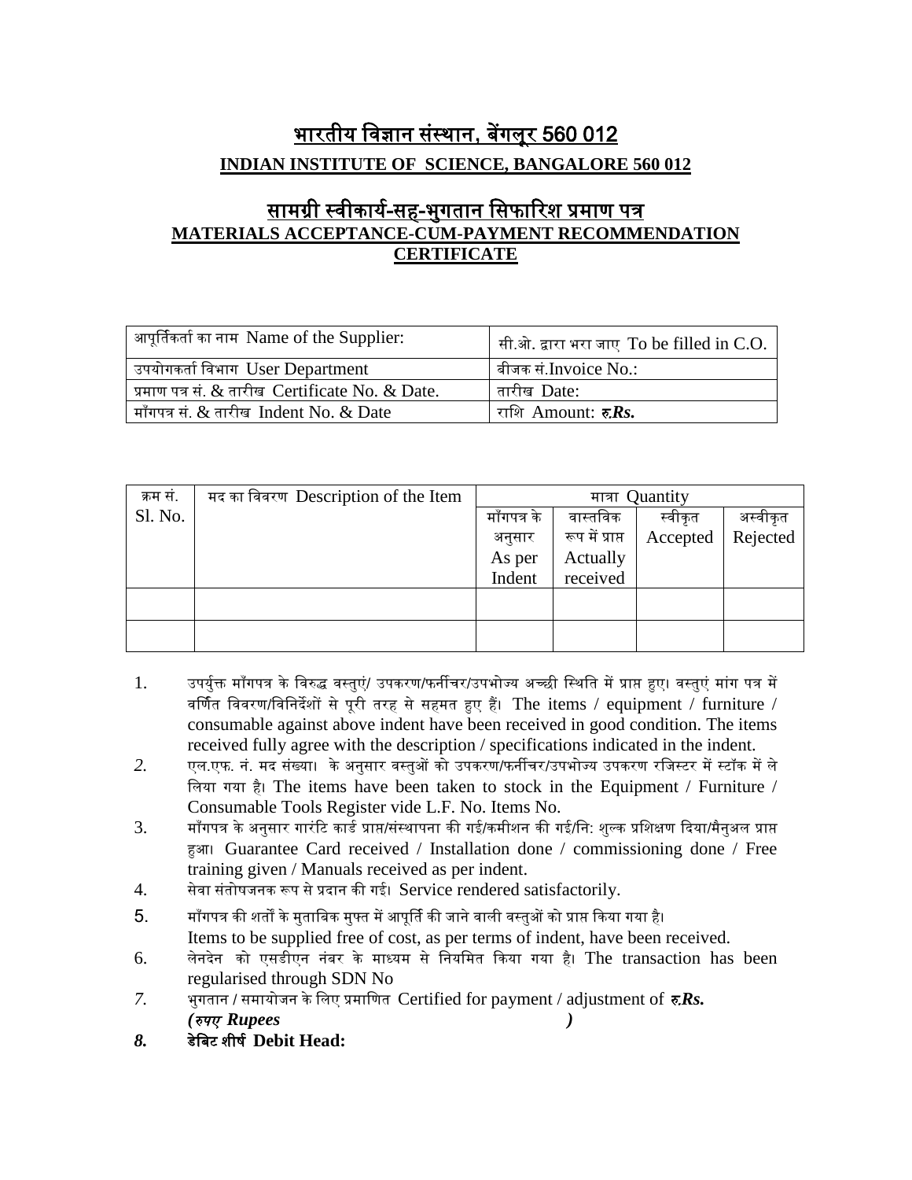# भारतीय विज्ञान संस्थान, बेंगलूर 560 012

**INDIAN INSTITUTE OF SCIENCE, BANGALORE 560 012**

## सामग्री स्वीकार्य-सह-भुगतान सिफारिश प्रमाण पत्र

**MATERIALS ACCEPTANCE-CUM-PAYMENT RECOMMENDATION CERTIFICATE**

| आपूर्तिकर्ता का नाम Name of the Supplier: | सी.ओ. द्वारा भरा जाए To be filled in C.O. |
|---|---|
| उपयोगकर्ता विभाग User Department | बीजक सं.Invoice No.: |
| प्रमाण पत्र सं. & तारीख Certificate No. & Date. | तारीख Date: |
| माँगपत्र सं. & तारीख Indent No. & Date | राशि Amount: रु.***Rs.*** |

| क्रम सं. Sl. No. | मद का विवरण Description of the Item | मात्रा Quantity | | | |
|---|---|---|---|---|---|
| | | माँगपत्र के अनुसार As per Indent | वास्तविक रूप में प्राप्त Actually received | स्वीकृत Accepted | अस्वीकृत Rejected |
| | | | | | |
| | | | | | |

1. उपर्युक्त माँगपत्र के विरुद्ध वस्तुएं/ उपकरण/फर्नीचर/उपभोज्य अच्छी स्थिति में प्राप्त हुए। वस्तुएं मांग पत्र में वर्णित विवरण/विनिर्देशों से पूरी तरह से सहमत हुए हैं। The items / equipment / furniture / consumable against above indent have been received in good condition. The items received fully agree with the description / specifications indicated in the indent.
2. एल.एफ. नं. मद संख्या। के अनुसार वस्तुओं को उपकरण/फर्नीचर/उपभोज्य उपकरण रजिस्टर में स्टॉक में ले लिया गया है। The items have been taken to stock in the Equipment / Furniture / Consumable Tools Register vide L.F. No. Items No.
3. माँगपत्र के अनुसार गारंटि कार्ड प्राप्त/संस्थापना की गई/कमीशन की गई/नि: शुल्क प्रशिक्षण दिया/मैनुअल प्राप्त हुआ। Guarantee Card received / Installation done / commissioning done / Free training given / Manuals received as per indent.
4. सेवा संतोषजनक रूप से प्रदान की गई। Service rendered satisfactorily.
5. माँगपत्र की शर्तों के मुताबिक मुफ्त में आपूर्ति की जाने वाली वस्तुओं को प्राप्त किया गया है। Items to be supplied free of cost, as per terms of indent, have been received.
6. लेनदेन को एसडीएन नंबर के माध्यम से नियमित किया गया है। The transaction has been regularised through SDN No
7. भुगतान / समायोजन के लिए प्रमाणित Certified for payment / adjustment of ***रु.Rs.***
   ***(रुपए Rupees )***
8. **डेबिट शीर्ष Debit Head:**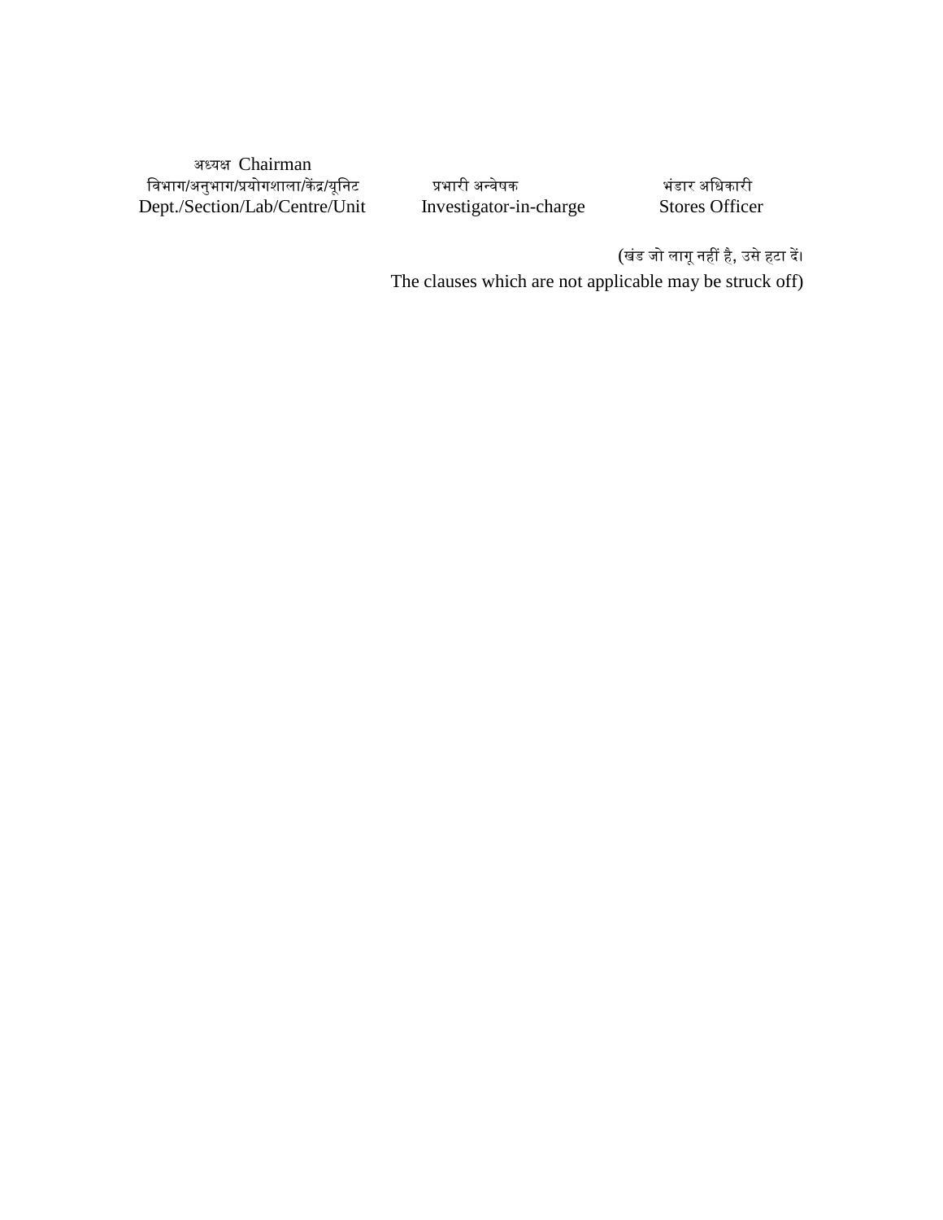| | | |
|---|---|---|
| अध्यक्ष Chairman<br>विभाग/अनुभाग/प्रयोगशाला/केंद्र/यूनिट<br>Dept./Section/Lab/Centre/Unit | प्रभारी अन्वेषक<br>Investigator-in-charge | भंडार अधिकारी<br>Stores Officer |

(खंड जो लागू नहीं है, उसे हटा दें।
The clauses which are not applicable may be struck off)